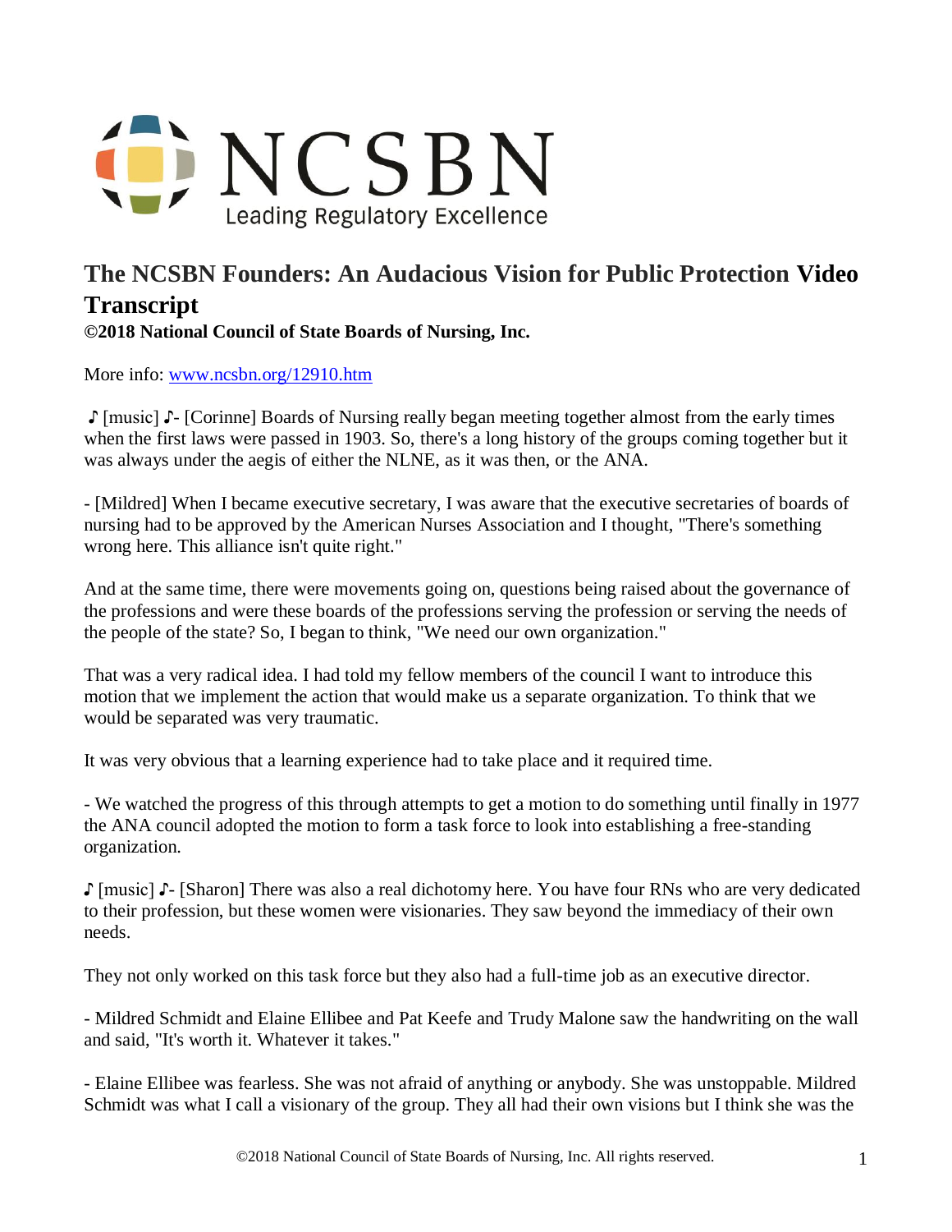NCSBN
Leading Regulatory Excellence

# The NCSBN Founders: An Audacious Vision for Public Protection Video Transcript

**©2018 National Council of State Boards of Nursing, Inc.**

More info: [www.ncsbn.org/12910.htm](www.ncsbn.org/12910.htm)

♪ [music] ♪- [Corinne] Boards of Nursing really began meeting together almost from the early times when the first laws were passed in 1903. So, there's a long history of the groups coming together but it was always under the aegis of either the NLNE, as it was then, or the ANA.

- [Mildred] When I became executive secretary, I was aware that the executive secretaries of boards of nursing had to be approved by the American Nurses Association and I thought, "There's something wrong here. This alliance isn't quite right."

And at the same time, there were movements going on, questions being raised about the governance of the professions and were these boards of the professions serving the profession or serving the needs of the people of the state? So, I began to think, "We need our own organization."

That was a very radical idea. I had told my fellow members of the council I want to introduce this motion that we implement the action that would make us a separate organization. To think that we would be separated was very traumatic.

It was very obvious that a learning experience had to take place and it required time.

- We watched the progress of this through attempts to get a motion to do something until finally in 1977 the ANA council adopted the motion to form a task force to look into establishing a free-standing organization.

♪ [music] ♪- [Sharon] There was also a real dichotomy here. You have four RNs who are very dedicated to their profession, but these women were visionaries. They saw beyond the immediacy of their own needs.

They not only worked on this task force but they also had a full-time job as an executive director.

- Mildred Schmidt and Elaine Ellibee and Pat Keefe and Trudy Malone saw the handwriting on the wall and said, "It's worth it. Whatever it takes."

- Elaine Ellibee was fearless. She was not afraid of anything or anybody. She was unstoppable. Mildred Schmidt was what I call a visionary of the group. They all had their own visions but I think she was the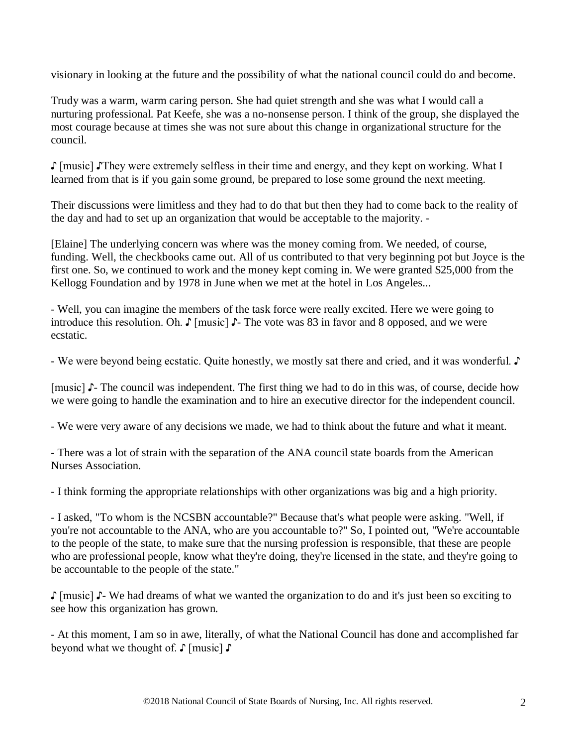visionary in looking at the future and the possibility of what the national council could do and become.

Trudy was a warm, warm caring person. She had quiet strength and she was what I would call a nurturing professional. Pat Keefe, she was a no-nonsense person. I think of the group, she displayed the most courage because at times she was not sure about this change in organizational structure for the council.

♪ [music] ♪They were extremely selfless in their time and energy, and they kept on working. What I learned from that is if you gain some ground, be prepared to lose some ground the next meeting.

Their discussions were limitless and they had to do that but then they had to come back to the reality of the day and had to set up an organization that would be acceptable to the majority. -

[Elaine] The underlying concern was where was the money coming from. We needed, of course, funding. Well, the checkbooks came out. All of us contributed to that very beginning pot but Joyce is the first one. So, we continued to work and the money kept coming in. We were granted $25,000 from the Kellogg Foundation and by 1978 in June when we met at the hotel in Los Angeles...

- Well, you can imagine the members of the task force were really excited. Here we were going to introduce this resolution. Oh. ♪ [music] ♪- The vote was 83 in favor and 8 opposed, and we were ecstatic.

- We were beyond being ecstatic. Quite honestly, we mostly sat there and cried, and it was wonderful. ♪

[music] ♪- The council was independent. The first thing we had to do in this was, of course, decide how we were going to handle the examination and to hire an executive director for the independent council.

- We were very aware of any decisions we made, we had to think about the future and what it meant.

- There was a lot of strain with the separation of the ANA council state boards from the American Nurses Association.

- I think forming the appropriate relationships with other organizations was big and a high priority.

- I asked, "To whom is the NCSBN accountable?" Because that's what people were asking. "Well, if you're not accountable to the ANA, who are you accountable to?" So, I pointed out, "We're accountable to the people of the state, to make sure that the nursing profession is responsible, that these are people who are professional people, know what they're doing, they're licensed in the state, and they're going to be accountable to the people of the state."

♪ [music] ♪- We had dreams of what we wanted the organization to do and it's just been so exciting to see how this organization has grown.

- At this moment, I am so in awe, literally, of what the National Council has done and accomplished far beyond what we thought of. ♪ [music] ♪

©2018 National Council of State Boards of Nursing, Inc. All rights reserved.